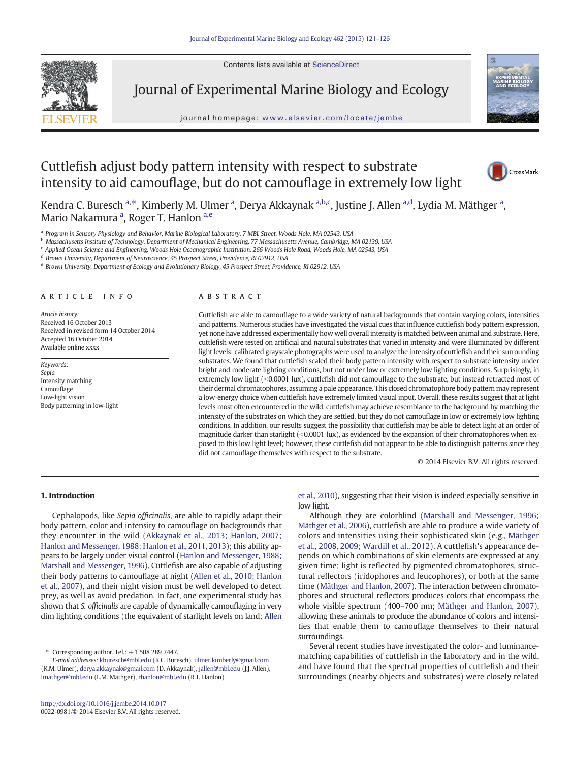Contents lists available at ScienceDirect

# Journal of Experimental Marine Biology and Ecology

journal homepage: www.elsevier.com/locate/jembe

# Cuttlefish adjust body pattern intensity with respect to substrate intensity to aid camouflage, but do not camouflage in extremely low light

Kendra C. Buresch [a,*], Kimberly M. Ulmer [a], Derya Akkaynak [a,b,c], Justine J. Allen [a,d], Lydia M. Mäthger [a], Mario Nakamura [a], Roger T. Hanlon [a,e]

[a] Program in Sensory Physiology and Behavior, Marine Biological Laboratory, 7 MBL Street, Woods Hole, MA 02543, USA
[b] Massachusetts Institute of Technology, Department of Mechanical Engineering, 77 Massachusetts Avenue, Cambridge, MA 02139, USA
[c] Applied Ocean Science and Engineering, Woods Hole Oceanographic Institution, 266 Woods Hole Road, Woods Hole, MA 02543, USA
[d] Brown University, Department of Neuroscience, 45 Prospect Street, Providence, RI 02912, USA
[e] Brown University, Department of Ecology and Evolutionary Biology, 45 Prospect Street, Providence, RI 02912, USA

## ARTICLE INFO

*Article history:*
Received 16 October 2013
Received in revised form 14 October 2014
Accepted 16 October 2014
Available online xxxx

*Keywords:*
Sepia
Intensity matching
Camouflage
Low-light vision
Body patterning in low-light

## ABSTRACT

Cuttlefish are able to camouflage to a wide variety of natural backgrounds that contain varying colors, intensities and patterns. Numerous studies have investigated the visual cues that influence cuttlefish body pattern expression, yet none have addressed experimentally how well overall intensity is matched between animal and substrate. Here, cuttlefish were tested on artificial and natural substrates that varied in intensity and were illuminated by different light levels; calibrated grayscale photographs were used to analyze the intensity of cuttlefish and their surrounding substrates. We found that cuttlefish scaled their body pattern intensity with respect to substrate intensity under bright and moderate lighting conditions, but not under low or extremely low lighting conditions. Surprisingly, in extremely low light (<0.0001 lux), cuttlefish did not camouflage to the substrate, but instead retracted most of their dermal chromatophores, assuming a pale appearance. This closed chromatophore body pattern may represent a low-energy choice when cuttlefish have extremely limited visual input. Overall, these results suggest that at light levels most often encountered in the wild, cuttlefish may achieve resemblance to the background by matching the intensity of the substrates on which they are settled, but they do not camouflage in low or extremely low lighting conditions. In addition, our results suggest the possibility that cuttlefish may be able to detect light at an order of magnitude darker than starlight (<0.0001 lux), as evidenced by the expansion of their chromatophores when exposed to this low light level; however, these cuttlefish did not appear to be able to distinguish patterns since they did not camouflage themselves with respect to the substrate.

© 2014 Elsevier B.V. All rights reserved.

## 1. Introduction

Cephalopods, like *Sepia officinalis*, are able to rapidly adapt their body pattern, color and intensity to camouflage on backgrounds that they encounter in the wild (Akkaynak et al., 2013; Hanlon, 2007; Hanlon and Messenger, 1988; Hanlon et al., 2011, 2013); this ability appears to be largely under visual control (Hanlon and Messenger, 1988; Marshall and Messenger, 1996). Cuttlefish are also capable of adjusting their body patterns to camouflage at night (Allen et al., 2010; Hanlon et al., 2007), and their night vision must be well developed to detect prey, as well as avoid predation. In fact, one experimental study has shown that *S. officinalis* are capable of dynamically camouflaging in very dim lighting conditions (the equivalent of starlight levels on land; Allen et al., 2010), suggesting that their vision is indeed especially sensitive in low light.

Although they are colorblind (Marshall and Messenger, 1996; Mäthger et al., 2006), cuttlefish are able to produce a wide variety of colors and intensities using their sophisticated skin (e.g., Mäthger et al., 2008, 2009; Wardill et al., 2012). A cuttlefish's appearance depends on which combinations of skin elements are expressed at any given time; light is reflected by pigmented chromatophores, structural reflectors (iridophores and leucophores), or both at the same time (Mäthger and Hanlon, 2007). The interaction between chromatophores and structural reflectors produces colors that encompass the whole visible spectrum (400–700 nm; Mäthger and Hanlon, 2007), allowing these animals to produce the abundance of colors and intensities that enable them to camouflage themselves to their natural surroundings.

Several recent studies have investigated the color- and luminance-matching capabilities of cuttlefish in the laboratory and in the wild, and have found that the spectral properties of cuttlefish and their surroundings (nearby objects and substrates) were closely related

\* Corresponding author. Tel.: +1 508 289 7447.
*E-mail addresses:* kburesch@mbl.edu (K.C. Buresch), ulmer.kimberly@gmail.com (K.M. Ulmer), derya.akkaynak@gmail.com (D. Akkaynak), jallen@mbl.edu (J.J. Allen), lmathger@mbl.edu (L.M. Mäthger), rhanlon@mbl.edu (R.T. Hanlon).

http://dx.doi.org/10.1016/j.jembe.2014.10.017
0022-0981/© 2014 Elsevier B.V. All rights reserved.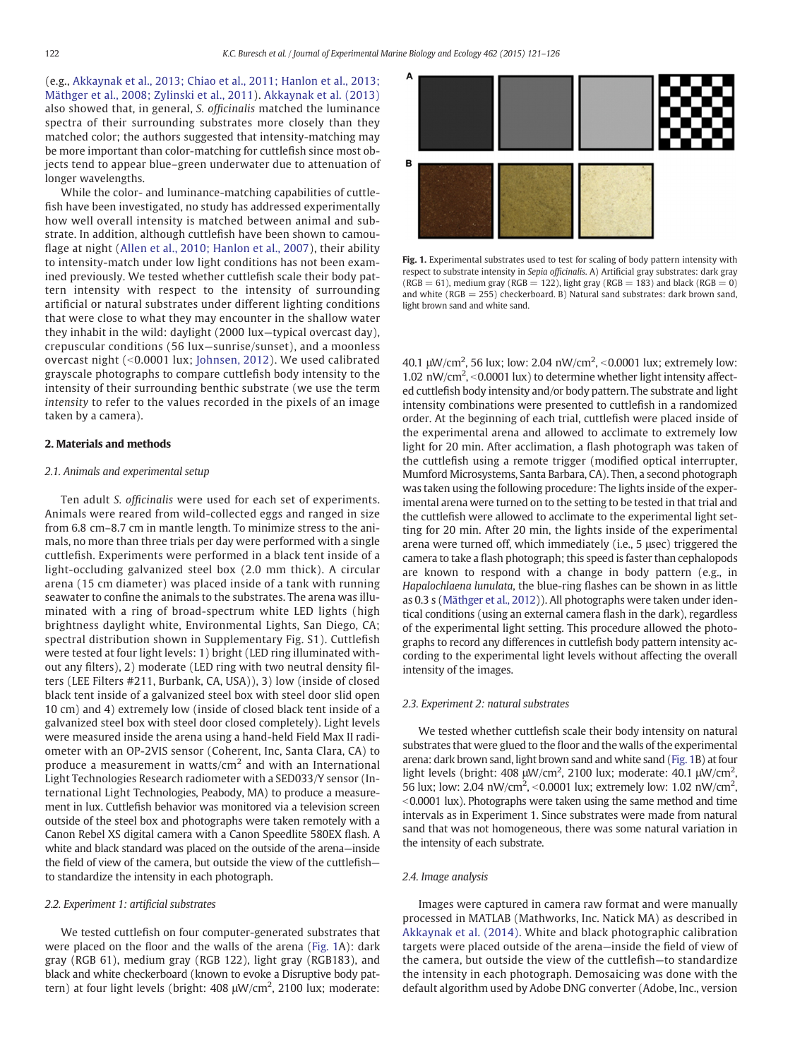(e.g., Akkaynak et al., 2013; Chiao et al., 2011; Hanlon et al., 2013; Mäthger et al., 2008; Zylinski et al., 2011). Akkaynak et al. (2013) also showed that, in general, *S. officinalis* matched the luminance spectra of their surrounding substrates more closely than they matched color; the authors suggested that intensity-matching may be more important than color-matching for cuttlefish since most objects tend to appear blue–green underwater due to attenuation of longer wavelengths.

While the color- and luminance-matching capabilities of cuttlefish have been investigated, no study has addressed experimentally how well overall intensity is matched between animal and substrate. In addition, although cuttlefish have been shown to camouflage at night (Allen et al., 2010; Hanlon et al., 2007), their ability to intensity-match under low light conditions has not been examined previously. We tested whether cuttlefish scale their body pattern intensity with respect to the intensity of surrounding artificial or natural substrates under different lighting conditions that were close to what they may encounter in the shallow water they inhabit in the wild: daylight (2000 lux—typical overcast day), crepuscular conditions (56 lux—sunrise/sunset), and a moonless overcast night (<0.0001 lux; Johnsen, 2012). We used calibrated grayscale photographs to compare cuttlefish body intensity to the intensity of their surrounding benthic substrate (we use the term *intensity* to refer to the values recorded in the pixels of an image taken by a camera).

## 2. Materials and methods

### 2.1. Animals and experimental setup

Ten adult *S. officinalis* were used for each set of experiments. Animals were reared from wild-collected eggs and ranged in size from 6.8 cm–8.7 cm in mantle length. To minimize stress to the animals, no more than three trials per day were performed with a single cuttlefish. Experiments were performed in a black tent inside of a light-occluding galvanized steel box (2.0 mm thick). A circular arena (15 cm diameter) was placed inside of a tank with running seawater to confine the animals to the substrates. The arena was illuminated with a ring of broad-spectrum white LED lights (high brightness daylight white, Environmental Lights, San Diego, CA; spectral distribution shown in Supplementary Fig. S1). Cuttlefish were tested at four light levels: 1) bright (LED ring illuminated without any filters), 2) moderate (LED ring with two neutral density filters (LEE Filters #211, Burbank, CA, USA)), 3) low (inside of closed black tent inside of a galvanized steel box with steel door slid open 10 cm) and 4) extremely low (inside of closed black tent inside of a galvanized steel box with steel door closed completely). Light levels were measured inside the arena using a hand-held Field Max II radiometer with an OP-2VIS sensor (Coherent, Inc, Santa Clara, CA) to produce a measurement in watts/cm$^2$ and with an International Light Technologies Research radiometer with a SED033/Y sensor (International Light Technologies, Peabody, MA) to produce a measurement in lux. Cuttlefish behavior was monitored via a television screen outside of the steel box and photographs were taken remotely with a Canon Rebel XS digital camera with a Canon Speedlite 580EX flash. A white and black standard was placed on the outside of the arena—inside the field of view of the camera, but outside the view of the cuttlefish—to standardize the intensity in each photograph.

### 2.2. Experiment 1: artificial substrates

We tested cuttlefish on four computer-generated substrates that were placed on the floor and the walls of the arena (Fig. 1A): dark gray (RGB 61), medium gray (RGB 122), light gray (RGB183), and black and white checkerboard (known to evoke a Disruptive body pattern) at four light levels (bright: 408 μW/cm$^2$, 2100 lux; moderate: 40.1 μW/cm$^2$, 56 lux; low: 2.04 nW/cm$^2$, <0.0001 lux; extremely low: 1.02 nW/cm$^2$, <0.0001 lux) to determine whether light intensity affected cuttlefish body intensity and/or body pattern. The substrate and light intensity combinations were presented to cuttlefish in a randomized order. At the beginning of each trial, cuttlefish were placed inside of the experimental arena and allowed to acclimate to extremely low light for 20 min. After acclimation, a flash photograph was taken of the cuttlefish using a remote trigger (modified optical interrupter, Mumford Microsystems, Santa Barbara, CA). Then, a second photograph was taken using the following procedure: The lights inside of the experimental arena were turned on to the setting to be tested in that trial and the cuttlefish were allowed to acclimate to the experimental light setting for 20 min. After 20 min, the lights inside of the experimental arena were turned off, which immediately (i.e., 5 μsec) triggered the camera to take a flash photograph; this speed is faster than cephalopods are known to respond with a change in body pattern (e.g., in *Hapalochlaena lunulata*, the blue-ring flashes can be shown in as little as 0.3 s (Mäthger et al., 2012)). All photographs were taken under identical conditions (using an external camera flash in the dark), regardless of the experimental light setting. This procedure allowed the photographs to record any differences in cuttlefish body pattern intensity according to the experimental light levels without affecting the overall intensity of the images.

**Fig. 1.** Experimental substrates used to test for scaling of body pattern intensity with respect to substrate intensity in *Sepia officinalis*. A) Artificial gray substrates: dark gray (RGB = 61), medium gray (RGB = 122), light gray (RGB = 183) and black (RGB = 0) and white (RGB = 255) checkerboard. B) Natural sand substrates: dark brown sand, light brown sand and white sand.

### 2.3. Experiment 2: natural substrates

We tested whether cuttlefish scale their body intensity on natural substrates that were glued to the floor and the walls of the experimental arena: dark brown sand, light brown sand and white sand (Fig. 1B) at four light levels (bright: 408 μW/cm$^2$, 2100 lux; moderate: 40.1 μW/cm$^2$, 56 lux; low: 2.04 nW/cm$^2$, <0.0001 lux; extremely low: 1.02 nW/cm$^2$, <0.0001 lux). Photographs were taken using the same method and time intervals as in Experiment 1. Since substrates were made from natural sand that was not homogeneous, there was some natural variation in the intensity of each substrate.

### 2.4. Image analysis

Images were captured in camera raw format and were manually processed in MATLAB (Mathworks, Inc. Natick MA) as described in Akkaynak et al. (2014). White and black photographic calibration targets were placed outside of the arena—inside the field of view of the camera, but outside the view of the cuttlefish—to standardize the intensity in each photograph. Demosaicing was done with the default algorithm used by Adobe DNG converter (Adobe, Inc., version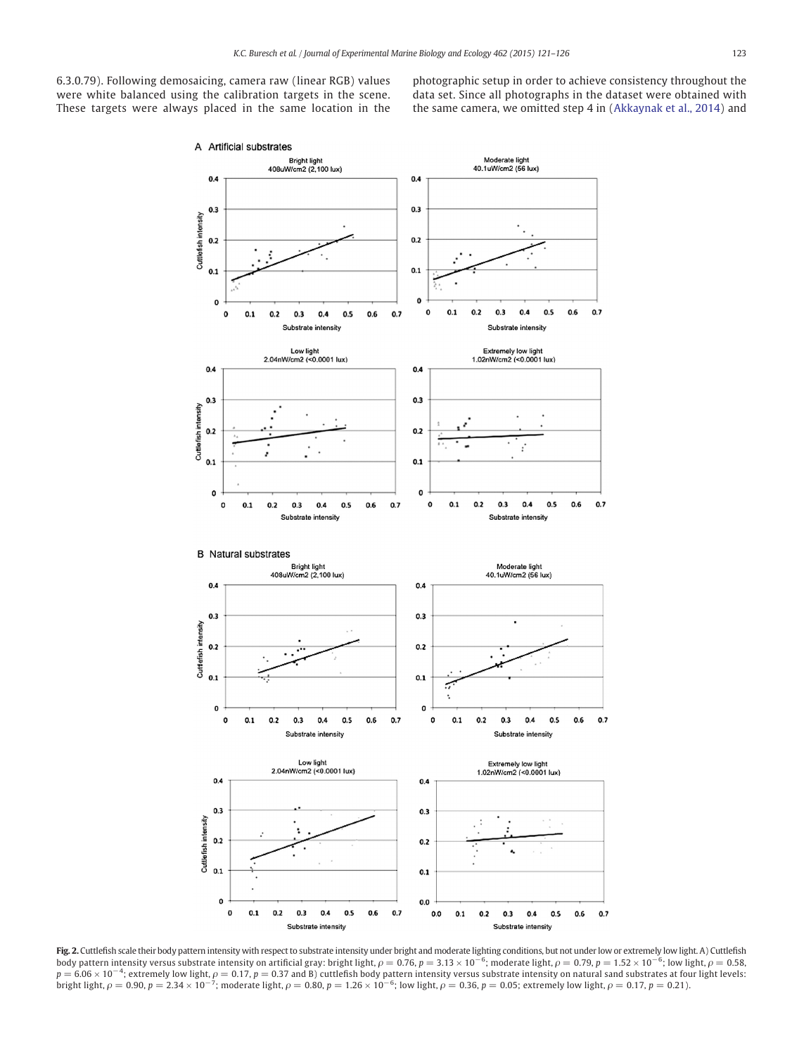6.3.0.79). Following demosaicing, camera raw (linear RGB) values were white balanced using the calibration targets in the scene. These targets were always placed in the same location in the photographic setup in order to achieve consistency throughout the data set. Since all photographs in the dataset were obtained with the same camera, we omitted step 4 in (Akkaynak et al., 2014) and

**Fig. 2.** Cuttlefish scale their body pattern intensity with respect to substrate intensity under bright and moderate lighting conditions, but not under low or extremely low light. A) Cuttlefish body pattern intensity versus substrate intensity on artificial gray: bright light, $\rho = 0.76$, $p = 3.13 \times 10^{-6}$; moderate light, $\rho = 0.79$, $p = 1.52 \times 10^{-6}$; low light, $\rho = 0.58$, $p = 6.06 \times 10^{-4}$; extremely low light, $\rho = 0.17$, $p = 0.37$ and B) cuttlefish body pattern intensity versus substrate intensity on natural sand substrates at four light levels: bright light, $\rho = 0.90$, $p = 2.34 \times 10^{-7}$; moderate light, $\rho = 0.80$, $p = 1.26 \times 10^{-6}$; low light, $\rho = 0.36$, $p = 0.05$; extremely low light, $\rho = 0.17$, $p = 0.21$).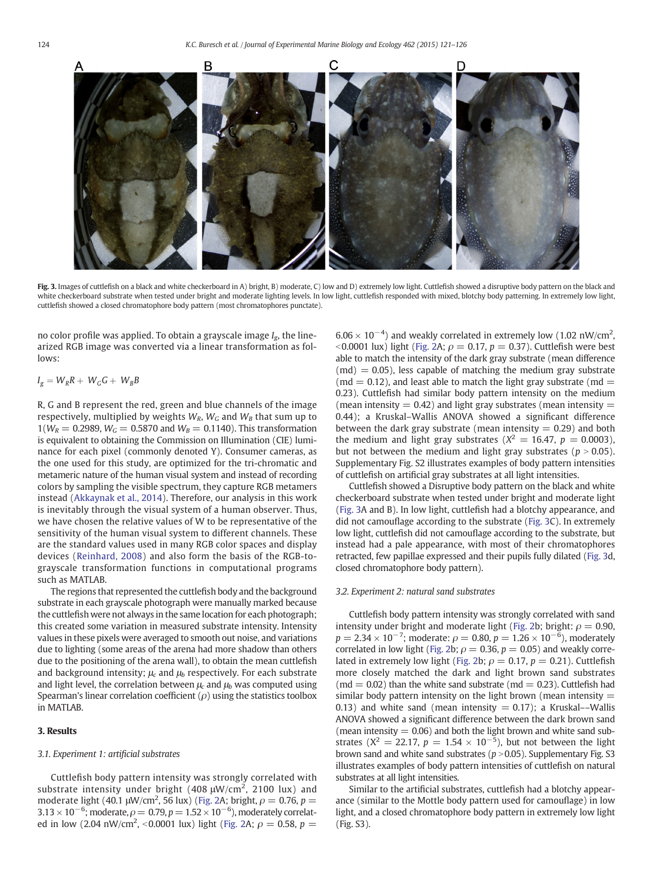Fig. 3. Images of cuttlefish on a black and white checkerboard in A) bright, B) moderate, C) low and D) extremely low light. Cuttlefish showed a disruptive body pattern on the black and white checkerboard substrate when tested under bright and moderate lighting levels. In low light, cuttlefish responded with mixed, blotchy body patterning. In extremely low light, cuttlefish showed a closed chromatophore body pattern (most chromatophores punctate).

no color profile was applied. To obtain a grayscale image $I_g$, the linearized RGB image was converted via a linear transformation as follows:

$$I_g = W_R R + W_G G + W_B B$$

R, G and B represent the red, green and blue channels of the image respectively, multiplied by weights $W_R$, $W_G$ and $W_B$ that sum up to 1($W_R = 0.2989$, $W_G = 0.5870$ and $W_B = 0.1140$). This transformation is equivalent to obtaining the Commission on Illumination (CIE) luminance for each pixel (commonly denoted Y). Consumer cameras, as the one used for this study, are optimized for the tri-chromatic and metameric nature of the human visual system and instead of recording colors by sampling the visible spectrum, they capture RGB metamers instead (Akkaynak et al., 2014). Therefore, our analysis in this work is inevitably through the visual system of a human observer. Thus, we have chosen the relative values of W to be representative of the sensitivity of the human visual system to different channels. These are the standard values used in many RGB color spaces and display devices (Reinhard, 2008) and also form the basis of the RGB-to-grayscale transformation functions in computational programs such as MATLAB.

The regions that represented the cuttlefish body and the background substrate in each grayscale photograph were manually marked because the cuttlefish were not always in the same location for each photograph; this created some variation in measured substrate intensity. Intensity values in these pixels were averaged to smooth out noise, and variations due to lighting (some areas of the arena had more shadow than others due to the positioning of the arena wall), to obtain the mean cuttlefish and background intensity; $\mu_c$ and $\mu_b$ respectively. For each substrate and light level, the correlation between $\mu_c$ and $\mu_b$ was computed using Spearman's linear correlation coefficient ($\rho$) using the statistics toolbox in MATLAB.

## 3. Results

### 3.1. Experiment 1: artificial substrates

Cuttlefish body pattern intensity was strongly correlated with substrate intensity under bright (408 $\mu$W/cm$^2$, 2100 lux) and moderate light (40.1 $\mu$W/cm$^2$, 56 lux) (Fig. 2A; bright, $\rho = 0.76$, $p = 3.13 \times 10^{-6}$; moderate, $\rho = 0.79$, $p = 1.52 \times 10^{-6}$), moderately correlated in low (2.04 nW/cm$^2$, <0.0001 lux) light (Fig. 2A; $\rho = 0.58$, $p = 6.06 \times 10^{-4}$) and weakly correlated in extremely low (1.02 nW/cm$^2$, <0.0001 lux) light (Fig. 2A; $\rho = 0.17$, $p = 0.37$). Cuttlefish were best able to match the intensity of the dark gray substrate (mean difference (md) = 0.05), less capable of matching the medium gray substrate (md = 0.12), and least able to match the light gray substrate (md = 0.23). Cuttlefish had similar body pattern intensity on the medium (mean intensity = 0.42) and light gray substrates (mean intensity = 0.44); a Kruskal–Wallis ANOVA showed a significant difference between the dark gray substrate (mean intensity = 0.29) and both the medium and light gray substrates ($X^2 = 16.47$, $p = 0.0003$), but not between the medium and light gray substrates ($p > 0.05$). Supplementary Fig. S2 illustrates examples of body pattern intensities of cuttlefish on artificial gray substrates at all light intensities.

Cuttlefish showed a Disruptive body pattern on the black and white checkerboard substrate when tested under bright and moderate light (Fig. 3A and B). In low light, cuttlefish had a blotchy appearance, and did not camouflage according to the substrate (Fig. 3C). In extremely low light, cuttlefish did not camouflage according to the substrate, but instead had a pale appearance, with most of their chromatophores retracted, few papillae expressed and their pupils fully dilated (Fig. 3d, closed chromatophore body pattern).

### 3.2. Experiment 2: natural sand substrates

Cuttlefish body pattern intensity was strongly correlated with sand intensity under bright and moderate light (Fig. 2b; bright: $\rho = 0.90$, $p = 2.34 \times 10^{-7}$; moderate: $\rho = 0.80$, $p = 1.26 \times 10^{-6}$), moderately correlated in low light (Fig. 2b; $\rho = 0.36$, $p = 0.05$) and weakly correlated in extremely low light (Fig. 2b; $\rho = 0.17$, $p = 0.21$). Cuttlefish more closely matched the dark and light brown sand substrates (md = 0.02) than the white sand substrate (md = 0.23). Cuttlefish had similar body pattern intensity on the light brown (mean intensity = 0.13) and white sand (mean intensity = 0.17); a Kruskal––Wallis ANOVA showed a significant difference between the dark brown sand (mean intensity = 0.06) and both the light brown and white sand substrates ($X^2 = 22.17$, $p = 1.54 \times 10^{-5}$), but not between the light brown sand and white sand substrates ($p > 0.05$). Supplementary Fig. S3 illustrates examples of body pattern intensities of cuttlefish on natural substrates at all light intensities.

Similar to the artificial substrates, cuttlefish had a blotchy appearance (similar to the Mottle body pattern used for camouflage) in low light, and a closed chromatophore body pattern in extremely low light (Fig. S3).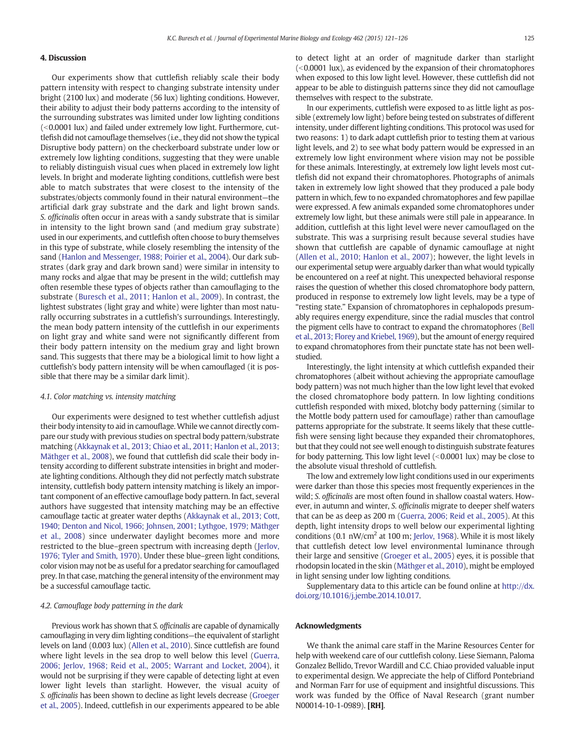## 4. Discussion

Our experiments show that cuttlefish reliably scale their body pattern intensity with respect to changing substrate intensity under bright (2100 lux) and moderate (56 lux) lighting conditions. However, their ability to adjust their body patterns according to the intensity of the surrounding substrates was limited under low lighting conditions (<0.0001 lux) and failed under extremely low light. Furthermore, cuttlefish did not camouflage themselves (i.e., they did not show the typical Disruptive body pattern) on the checkerboard substrate under low or extremely low lighting conditions, suggesting that they were unable to reliably distinguish visual cues when placed in extremely low light levels. In bright and moderate lighting conditions, cuttlefish were best able to match substrates that were closest to the intensity of the substrates/objects commonly found in their natural environment—the artificial dark gray substrate and the dark and light brown sands. *S. officinalis* often occur in areas with a sandy substrate that is similar in intensity to the light brown sand (and medium gray substrate) used in our experiments, and cuttlefish often choose to bury themselves in this type of substrate, while closely resembling the intensity of the sand (Hanlon and Messenger, 1988; Poirier et al., 2004). Our dark substrates (dark gray and dark brown sand) were similar in intensity to many rocks and algae that may be present in the wild; cuttlefish may often resemble these types of objects rather than camouflaging to the substrate (Buresch et al., 2011; Hanlon et al., 2009). In contrast, the lightest substrates (light gray and white) were lighter than most naturally occurring substrates in a cuttlefish's surroundings. Interestingly, the mean body pattern intensity of the cuttlefish in our experiments on light gray and white sand were not significantly different from their body pattern intensity on the medium gray and light brown sand. This suggests that there may be a biological limit to how light a cuttlefish's body pattern intensity will be when camouflaged (it is possible that there may be a similar dark limit).

### 4.1. Color matching vs. intensity matching

Our experiments were designed to test whether cuttlefish adjust their body intensity to aid in camouflage. While we cannot directly compare our study with previous studies on spectral body pattern/substrate matching (Akkaynak et al., 2013; Chiao et al., 2011; Hanlon et al., 2013; Mäthger et al., 2008), we found that cuttlefish did scale their body intensity according to different substrate intensities in bright and moderate lighting conditions. Although they did not perfectly match substrate intensity, cuttlefish body pattern intensity matching is likely an important component of an effective camouflage body pattern. In fact, several authors have suggested that intensity matching may be an effective camouflage tactic at greater water depths (Akkaynak et al., 2013; Cott, 1940; Denton and Nicol, 1966; Johnsen, 2001; Lythgoe, 1979; Mäthger et al., 2008) since underwater daylight becomes more and more restricted to the blue–green spectrum with increasing depth (Jerlov, 1976; Tyler and Smith, 1970). Under these blue–green light conditions, color vision may not be as useful for a predator searching for camouflaged prey. In that case, matching the general intensity of the environment may be a successful camouflage tactic.

### 4.2. Camouflage body patterning in the dark

Previous work has shown that *S. officinalis* are capable of dynamically camouflaging in very dim lighting conditions—the equivalent of starlight levels on land (0.003 lux) (Allen et al., 2010). Since cuttlefish are found where light levels in the sea drop to well below this level (Guerra, 2006; Jerlov, 1968; Reid et al., 2005; Warrant and Locket, 2004), it would not be surprising if they were capable of detecting light at even lower light levels than starlight. However, the visual acuity of *S. officinalis* has been shown to decline as light levels decrease (Groeger et al., 2005). Indeed, cuttlefish in our experiments appeared to be able to detect light at an order of magnitude darker than starlight (<0.0001 lux), as evidenced by the expansion of their chromatophores when exposed to this low light level. However, these cuttlefish did not appear to be able to distinguish patterns since they did not camouflage themselves with respect to the substrate.

In our experiments, cuttlefish were exposed to as little light as possible (extremely low light) before being tested on substrates of different intensity, under different lighting conditions. This protocol was used for two reasons: 1) to dark adapt cuttlefish prior to testing them at various light levels, and 2) to see what body pattern would be expressed in an extremely low light environment where vision may not be possible for these animals. Interestingly, at extremely low light levels most cuttlefish did not expand their chromatophores. Photographs of animals taken in extremely low light showed that they produced a pale body pattern in which, few to no expanded chromatophores and few papillae were expressed. A few animals expanded some chromatophores under extremely low light, but these animals were still pale in appearance. In addition, cuttlefish at this light level were never camouflaged on the substrate. This was a surprising result because several studies have shown that cuttlefish are capable of dynamic camouflage at night (Allen et al., 2010; Hanlon et al., 2007); however, the light levels in our experimental setup were arguably darker than what would typically be encountered on a reef at night. This unexpected behavioral response raises the question of whether this closed chromatophore body pattern, produced in response to extremely low light levels, may be a type of "resting state." Expansion of chromatophores in cephalopods presumably requires energy expenditure, since the radial muscles that control the pigment cells have to contract to expand the chromatophores (Bell et al., 2013; Florey and Kriebel, 1969), but the amount of energy required to expand chromatophores from their punctate state has not been well-studied.

Interestingly, the light intensity at which cuttlefish expanded their chromatophores (albeit without achieving the appropriate camouflage body pattern) was not much higher than the low light level that evoked the closed chromatophore body pattern. In low lighting conditions cuttlefish responded with mixed, blotchy body patterning (similar to the Mottle body pattern used for camouflage) rather than camouflage patterns appropriate for the substrate. It seems likely that these cuttlefish were sensing light because they expanded their chromatophores, but that they could not see well enough to distinguish substrate features for body patterning. This low light level (<0.0001 lux) may be close to the absolute visual threshold of cuttlefish.

The low and extremely low light conditions used in our experiments were darker than those this species most frequently experiences in the wild; *S. officinalis* are most often found in shallow coastal waters. However, in autumn and winter, *S. officinalis* migrate to deeper shelf waters that can be as deep as 200 m (Guerra, 2006; Reid et al., 2005). At this depth, light intensity drops to well below our experimental lighting conditions (0.1 nW/cm$^2$ at 100 m; Jerlov, 1968). While it is most likely that cuttlefish detect low level environmental luminance through their large and sensitive (Groeger et al., 2005) eyes, it is possible that rhodopsin located in the skin (Mäthger et al., 2010), might be employed in light sensing under low lighting conditions.

Supplementary data to this article can be found online at http://dx.doi.org/10.1016/j.jembe.2014.10.017.

## Acknowledgments

We thank the animal care staff in the Marine Resources Center for help with weekend care of our cuttlefish colony. Liese Siemann, Paloma Gonzalez Bellido, Trevor Wardill and C.C. Chiao provided valuable input to experimental design. We appreciate the help of Clifford Pontebriand and Norman Farr for use of equipment and insightful discussions. This work was funded by the Office of Naval Research (grant number N00014-10-1-0989). **[RH]**.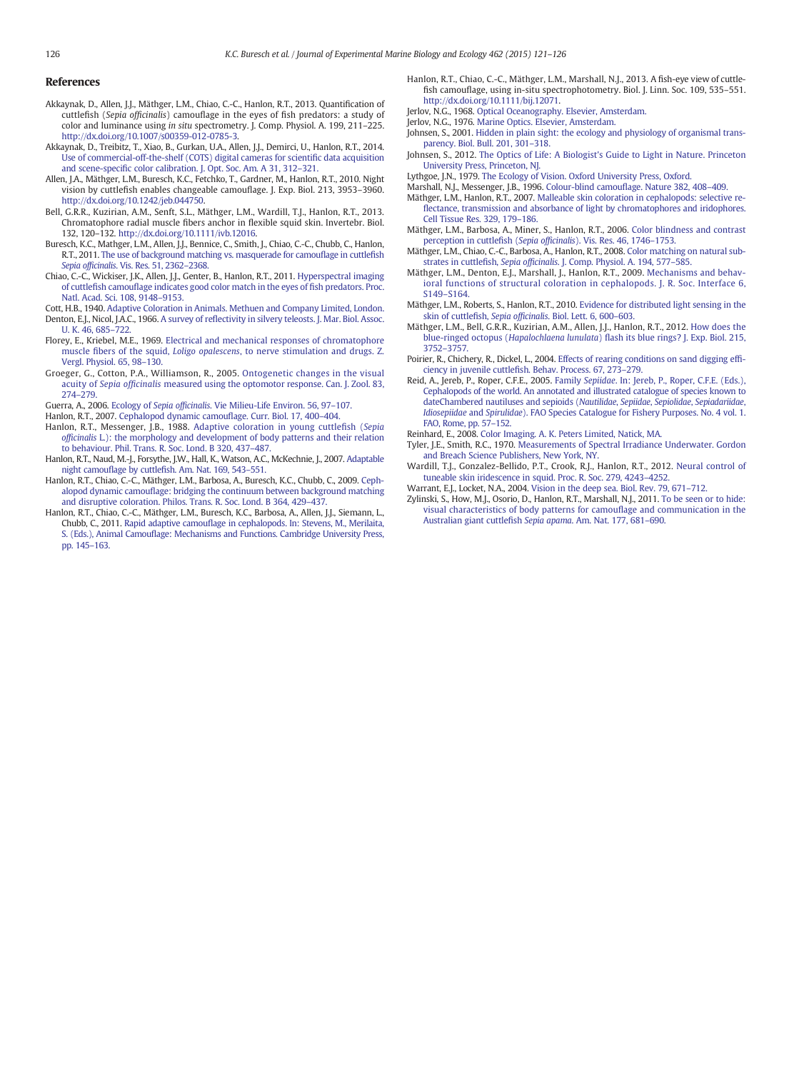## References

Akkaynak, D., Allen, J.J., Mäthger, L.M., Chiao, C.-C., Hanlon, R.T., 2013. Quantification of cuttlefish (*Sepia officinalis*) camouflage in the eyes of fish predators: a study of color and luminance using *in situ* spectrometry. J. Comp. Physiol. A. 199, 211–225. http://dx.doi.org/10.1007/s00359-012-0785-3.

Akkaynak, D., Treibitz, T., Xiao, B., Gurkan, U.A., Allen, J.J., Demirci, U., Hanlon, R.T., 2014. Use of commercial-off-the-shelf (COTS) digital cameras for scientific data acquisition and scene-specific color calibration. J. Opt. Soc. Am. A 31, 312–321.

Allen, J.A., Mäthger, L.M., Buresch, K.C., Fetchko, T., Gardner, M., Hanlon, R.T., 2010. Night vision by cuttlefish enables changeable camouflage. J. Exp. Biol. 213, 3953–3960. http://dx.doi.org/10.1242/jeb.044750.

Bell, G.R.R., Kuzirian, A.M., Senft, S.L., Mäthger, L.M., Wardill, T.J., Hanlon, R.T., 2013. Chromatophore radial muscle fibers anchor in flexible squid skin. Invertebr. Biol. 132, 120–132. http://dx.doi.org/10.1111/ivb.12016.

Buresch, K.C., Mathger, L.M., Allen, J.J., Bennice, C., Smith, J., Chiao, C.-C., Chubb, C., Hanlon, R.T., 2011. The use of background matching vs. masquerade for camouflage in cuttlefish *Sepia officinalis*. Vis. Res. 51, 2362–2368.

Chiao, C.-C., Wickiser, J.K., Allen, J.J., Genter, B., Hanlon, R.T., 2011. Hyperspectral imaging of cuttlefish camouflage indicates good color match in the eyes of fish predators. Proc. Natl. Acad. Sci. 108, 9148–9153.

Cott, H.B., 1940. Adaptive Coloration in Animals. Methuen and Company Limited, London.

Denton, E.J., Nicol, J.A.C., 1966. A survey of reflectivity in silvery teleosts. J. Mar. Biol. Assoc. U. K. 46, 685–722.

Florey, E., Kriebel, M.E., 1969. Electrical and mechanical responses of chromatophore muscle fibers of the squid, *Loligo opalescens*, to nerve stimulation and drugs. Z. Vergl. Physiol. 65, 98–130.

Groeger, G., Cotton, P.A., Williamson, R., 2005. Ontogenetic changes in the visual acuity of *Sepia officinalis* measured using the optomotor response. Can. J. Zool. 83, 274–279.

Guerra, A., 2006. Ecology of *Sepia officinalis*. Vie Milieu-Life Environ. 56, 97–107.

Hanlon, R.T., 2007. Cephalopod dynamic camouflage. Curr. Biol. 17, 400–404.

Hanlon, R.T., Messenger, J.B., 1988. Adaptive coloration in young cuttlefish (*Sepia officinalis* L.): the morphology and development of body patterns and their relation to behaviour. Phil. Trans. R. Soc. Lond. B 320, 437–487.

Hanlon, R.T., Naud, M.-J., Forsythe, J.W., Hall, K., Watson, A.C., McKechnie, J., 2007. Adaptable night camouflage by cuttlefish. Am. Nat. 169, 543–551.

Hanlon, R.T., Chiao, C.-C., Mäthger, L.M., Barbosa, A., Buresch, K.C., Chubb, C., 2009. Cephalopod dynamic camouflage: bridging the continuum between background matching and disruptive coloration. Philos. Trans. R. Soc. Lond. B 364, 429–437.

Hanlon, R.T., Chiao, C.-C., Mäthger, L.M., Buresch, K.C., Barbosa, A., Allen, J.J., Siemann, L., Chubb, C., 2011. Rapid adaptive camouflage in cephalopods. In: Stevens, M., Merilaita, S. (Eds.), Animal Camouflage: Mechanisms and Functions. Cambridge University Press, pp. 145–163.

Hanlon, R.T., Chiao, C.-C., Mäthger, L.M., Marshall, N.J., 2013. A fish-eye view of cuttlefish camouflage, using in-situ spectrophotometry. Biol. J. Linn. Soc. 109, 535–551. http://dx.doi.org/10.1111/bij.12071.

Jerlov, N.G., 1968. Optical Oceanography. Elsevier, Amsterdam.

Jerlov, N.G., 1976. Marine Optics. Elsevier, Amsterdam.

Johnsen, S., 2001. Hidden in plain sight: the ecology and physiology of organismal transparency. Biol. Bull. 201, 301–318.

Johnsen, S., 2012. The Optics of Life: A Biologist's Guide to Light in Nature. Princeton University Press, Princeton, NJ.

Lythgoe, J.N., 1979. The Ecology of Vision. Oxford University Press, Oxford.

Marshall, N.J., Messenger, J.B., 1996. Colour-blind camouflage. Nature 382, 408–409.

Mäthger, L.M., Hanlon, R.T., 2007. Malleable skin coloration in cephalopods: selective reflectance, transmission and absorbance of light by chromatophores and iridophores. Cell Tissue Res. 329, 179–186.

Mäthger, L.M., Barbosa, A., Miner, S., Hanlon, R.T., 2006. Color blindness and contrast perception in cuttlefish (*Sepia officinalis*). Vis. Res. 46, 1746–1753.

Mäthger, L.M., Chiao, C.-C., Barbosa, A., Hanlon, R.T., 2008. Color matching on natural substrates in cuttlefish, *Sepia officinalis*. J. Comp. Physiol. A. 194, 577–585.

Mäthger, L.M., Denton, E.J., Marshall, J., Hanlon, R.T., 2009. Mechanisms and behavioral functions of structural coloration in cephalopods. J. R. Soc. Interface 6, S149–S164.

Mäthger, L.M., Roberts, S., Hanlon, R.T., 2010. Evidence for distributed light sensing in the skin of cuttlefish, *Sepia officinalis*. Biol. Lett. 6, 600–603.

Mäthger, L.M., Bell, G.R.R., Kuzirian, A.M., Allen, J.J., Hanlon, R.T., 2012. How does the blue-ringed octopus (*Hapalochlaena lunulata*) flash its blue rings? J. Exp. Biol. 215, 3752–3757.

Poirier, R., Chichery, R., Dickel, L., 2004. Effects of rearing conditions on sand digging efficiency in juvenile cuttlefish. Behav. Process. 67, 273–279.

Reid, A., Jereb, P., Roper, C.F.E., 2005. Family *Sepiidae*. In: Jereb, P., Roper, C.F.E. (Eds.), Cephalopods of the world. An annotated and illustrated catalogue of species known to dateChambered nautiluses and sepioids (*Nautilidae*, *Sepiidae*, *Sepiolidae*, *Sepiadariidae*, *Idiosepiidae* and *Spirulidae*). FAO Species Catalogue for Fishery Purposes. No. 4 vol. 1. FAO, Rome, pp. 57–152.

Reinhard, E., 2008. Color Imaging. A. K. Peters Limited, Natick, MA.

Tyler, J.E., Smith, R.C., 1970. Measurements of Spectral Irradiance Underwater. Gordon and Breach Science Publishers, New York, NY.

Wardill, T.J., Gonzalez-Bellido, P.T., Crook, R.J., Hanlon, R.T., 2012. Neural control of tuneable skin iridescence in squid. Proc. R. Soc. 279, 4243–4252.

Warrant, E.J., Locket, N.A., 2004. Vision in the deep sea. Biol. Rev. 79, 671–712.

Zylinski, S., How, M.J., Osorio, D., Hanlon, R.T., Marshall, N.J., 2011. To be seen or to hide: visual characteristics of body patterns for camouflage and communication in the Australian giant cuttlefish *Sepia apama*. Am. Nat. 177, 681–690.